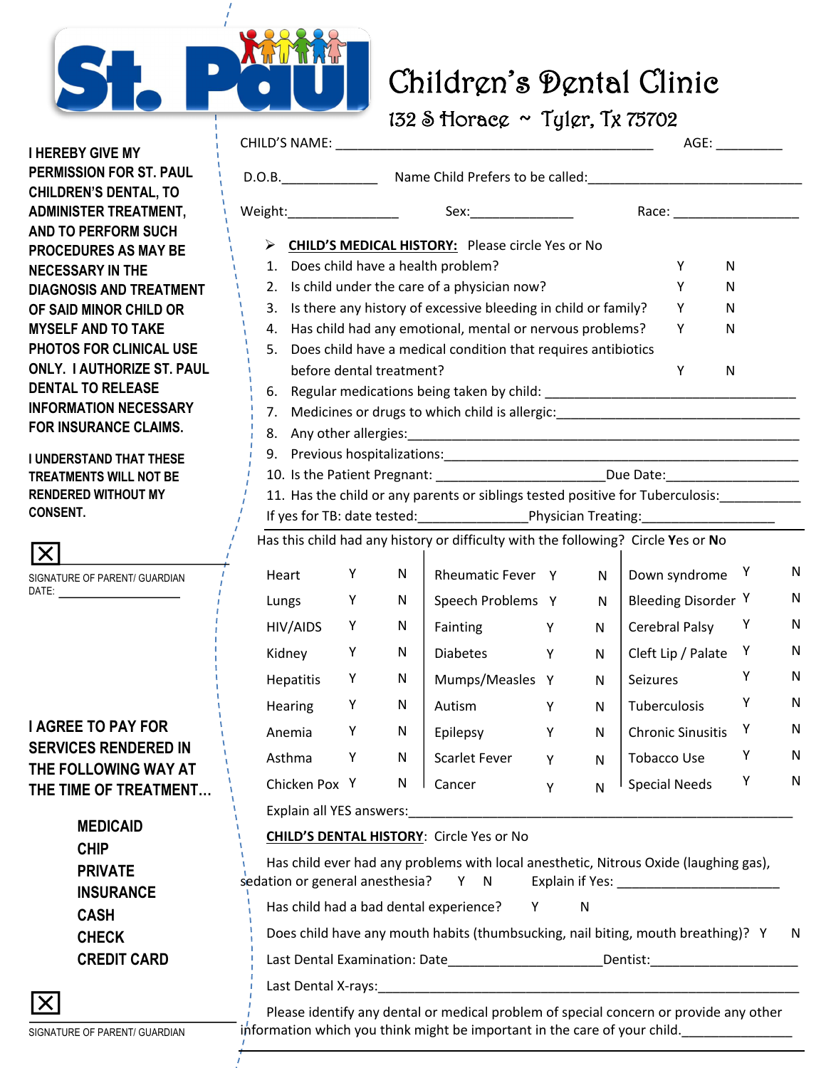# St. Paul Children's Dental Clinic

132 S Horace ~ Tyler, Tx 75702

**I HEREBY GIVE MY PERMISSION FOR ST. PAUL CHILDREN'S DENTAL, TO ADMINISTER TREATMENT, AND TO PERFORM SUCH PROCEDURES AS MAY BE NECESSARY IN THE DIAGNOSIS AND TREATMENT OF SAID MINOR CHILD OR MYSELF AND TO TAKE PHOTOS FOR CLINICAL USE ONLY. I AUTHORIZE ST. PAUL DENTAL TO RELEASE INFORMATION NECESSARY FOR INSURANCE CLAIMS.**

**I UNDERSTAND THAT THESE TREATMENTS WILL NOT BE RENDERED WITHOUT MY CONSENT.**

☒ ______________________________

SIGNATURE OF PARENT/ GUARDIAN

DATE: ____________________

**I AGREE TO PAY FOR SERVICES RENDERED IN THE FOLLOWING WAY AT THE TIME OF TREATMENT…**

**MEDICAID**
**CHIP**
**PRIVATE INSURANCE**
**CASH**
**CHECK**
**CREDIT CARD**

☒ ______________________________

SIGNATURE OF PARENT/ GUARDIAN

---

CHILD'S NAME: ____________________________________________ AGE: _________

D.O.B.____________ Name Child Prefers to be called:______________________________

Weight:______________ Sex:______________ Race: _________________

➢ **CHILD'S MEDICAL HISTORY:** Please circle Yes or No

1. Does child have a health problem? Y N
2. Is child under the care of a physician now? Y N
3. Is there any history of excessive bleeding in child or family? Y N
4. Has child had any emotional, mental or nervous problems? Y N
5. Does child have a medical condition that requires antibiotics before dental treatment? Y N
6. Regular medications being taken by child: ___________________________________
7. Medicines or drugs to which child is allergic:__________________________________
8. Any other allergies:_______________________________________________________
9. Previous hospitalizations:__________________________________________________
10. Is the Patient Pregnant: ______________________Due Date:_________________
11. Has the child or any parents or siblings tested positive for Tuberculosis:__________

If yes for TB: date tested:______________Physician Treating:_________________

Has this child had any history or difficulty with the following? Circle **Y**es or **N**o

| Condition | | | Condition | | | Condition | | |
|---|---|---|---|---|---|---|---|---|
| Heart | Y | N | Rheumatic Fever | Y | N | Down syndrome | Y | N |
| Lungs | Y | N | Speech Problems | Y | N | Bleeding Disorder | Y | N |
| HIV/AIDS | Y | N | Fainting | Y | N | Cerebral Palsy | Y | N |
| Kidney | Y | N | Diabetes | Y | N | Cleft Lip / Palate | Y | N |
| Hepatitis | Y | N | Mumps/Measles | Y | N | Seizures | Y | N |
| Hearing | Y | N | Autism | Y | N | Tuberculosis | Y | N |
| Anemia | Y | N | Epilepsy | Y | N | Chronic Sinusitis | Y | N |
| Asthma | Y | N | Scarlet Fever | Y | N | Tobacco Use | Y | N |
| Chicken Pox | Y | N | Cancer | Y | N | Special Needs | Y | N |

Explain all YES answers:______________________________________________________

**CHILD'S DENTAL HISTORY**: Circle Yes or No

Has child ever had any problems with local anesthetic, Nitrous Oxide (laughing gas), sedation or general anesthesia? Y N Explain if Yes: _____________________

Has child had a bad dental experience? Y N

Does child have any mouth habits (thumbsucking, nail biting, mouth breathing)? Y N

Last Dental Examination: Date____________________Dentist:___________________

Last Dental X-rays:_______________________________________________________

Please identify any dental or medical problem of special concern or provide any other information which you think might be important in the care of your child._______________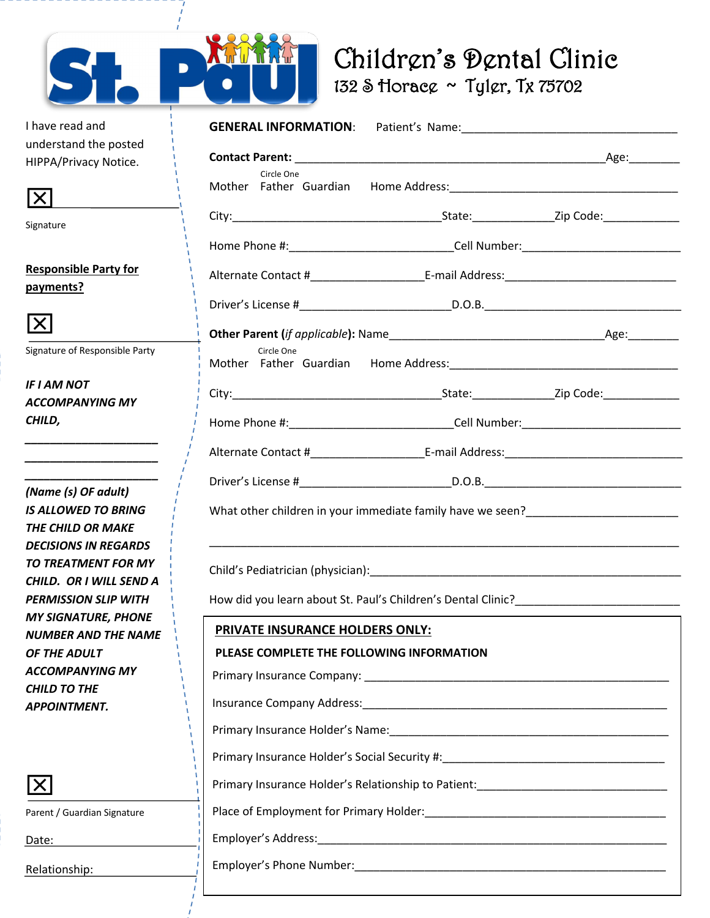# St. Paul Children's Dental Clinic

132 S Horace ~ Tyler, Tx 75702

I have read and understand the posted HIPPA/Privacy Notice.

☒ ____________________

Signature

**Responsible Party for payments?**

☒ ____________________

Signature of Responsible Party

***IF I AM NOT ACCOMPANYING MY CHILD,***

____________________

____________________

____________________

***(Name (s) OF adult) IS ALLOWED TO BRING THE CHILD OR MAKE DECISIONS IN REGARDS TO TREATMENT FOR MY CHILD. OR I WILL SEND A PERMISSION SLIP WITH MY SIGNATURE, PHONE NUMBER AND THE NAME OF THE ADULT ACCOMPANYING MY CHILD TO THE APPOINTMENT.***

☒ ____________________

Parent / Guardian Signature

Date: ____________________

Relationship: ____________________

**GENERAL INFORMATION**: Patient's Name:________________________________

**Contact Parent:** ________________________________________________Age:________

Circle One
Mother Father Guardian Home Address:____________________________________

City:________________________________State:____________Zip Code:___________

Home Phone #:________________________Cell Number:_______________________

Alternate Contact #________________E-mail Address:__________________________

Driver's License #______________________D.O.B.______________________________

**Other Parent** (*if applicable*)**:** Name__________________________________Age:________

Circle One
Mother Father Guardian Home Address:____________________________________

City:________________________________State:____________Zip Code:___________

Home Phone #:________________________Cell Number:_______________________

Alternate Contact #________________E-mail Address:__________________________

Driver's License #______________________D.O.B.______________________________

What other children in your immediate family have we seen?______________________

______________________________________________________________________

Child's Pediatrician (physician):____________________________________________

How did you learn about St. Paul's Children's Dental Clinic?________________________

**PRIVATE INSURANCE HOLDERS ONLY:**

**PLEASE COMPLETE THE FOLLOWING INFORMATION**

Primary Insurance Company: ____________________________________________

Insurance Company Address:____________________________________________

Primary Insurance Holder's Name:________________________________________

Primary Insurance Holder's Social Security #:________________________________

Primary Insurance Holder's Relationship to Patient:___________________________

Place of Employment for Primary Holder:____________________________________

Employer's Address:___________________________________________________

Employer's Phone Number:______________________________________________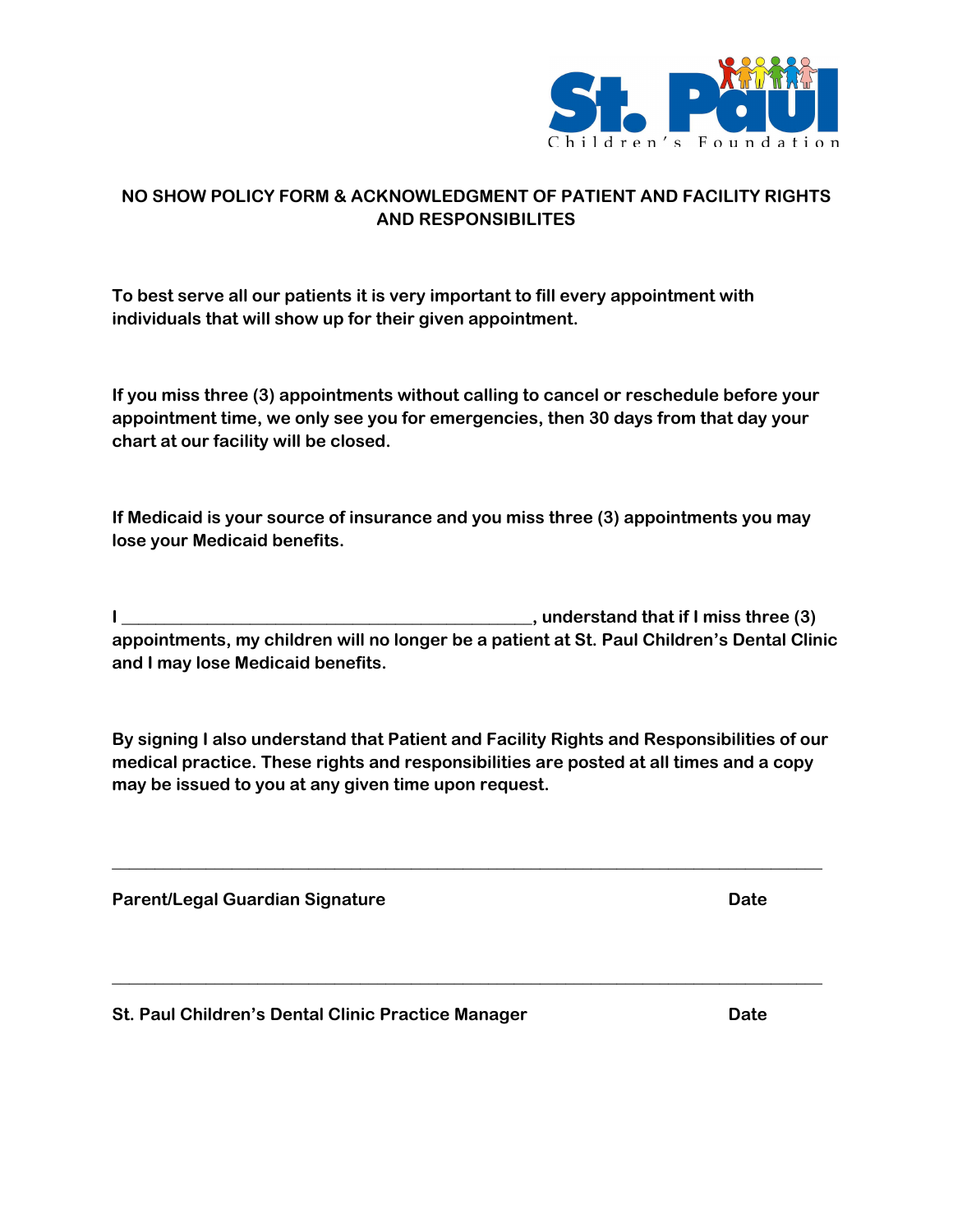St. Paul
Children's Foundation

## NO SHOW POLICY FORM & ACKNOWLEDGMENT OF PATIENT AND FACILITY RIGHTS AND RESPONSIBILITES

**To best serve all our patients it is very important to fill every appointment with individuals that will show up for their given appointment.**

**If you miss three (3) appointments without calling to cancel or reschedule before your appointment time, we only see you for emergencies, then 30 days from that day your chart at our facility will be closed.**

**If Medicaid is your source of insurance and you miss three (3) appointments you may lose your Medicaid benefits.**

**I \_\_\_\_\_\_\_\_\_\_\_\_\_\_\_\_\_\_\_\_\_\_\_\_\_\_\_\_\_\_\_\_\_\_\_\_\_\_\_\_\_\_\_\_\_\_\_\_\_\_, understand that if I miss three (3) appointments, my children will no longer be a patient at St. Paul Children's Dental Clinic and I may lose Medicaid benefits.**

**By signing I also understand that Patient and Facility Rights and Responsibilities of our medical practice. These rights and responsibilities are posted at all times and a copy may be issued to you at any given time upon request.**

\_\_\_\_\_\_\_\_\_\_\_\_\_\_\_\_\_\_\_\_\_\_\_\_\_\_\_\_\_\_\_\_\_\_\_\_\_\_\_\_\_\_\_\_\_\_\_\_\_\_\_\_\_\_\_\_\_\_\_\_\_\_\_\_\_\_\_\_\_\_\_\_\_\_\_\_\_\_

**Parent/Legal Guardian Signature** **Date**

\_\_\_\_\_\_\_\_\_\_\_\_\_\_\_\_\_\_\_\_\_\_\_\_\_\_\_\_\_\_\_\_\_\_\_\_\_\_\_\_\_\_\_\_\_\_\_\_\_\_\_\_\_\_\_\_\_\_\_\_\_\_\_\_\_\_\_\_\_\_\_\_\_\_\_\_\_\_

**St. Paul Children's Dental Clinic Practice Manager** **Date**